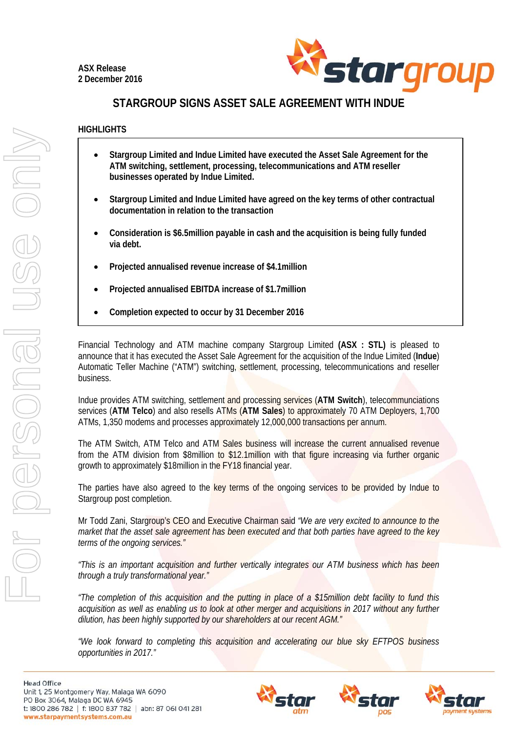ASX Release
2 December 2016

# STARGROUP SIGNS ASSET SALE AGREEMENT WITH INDUE

## HIGHLIGHTS

- **Stargroup Limited and Indue Limited have executed the Asset Sale Agreement for the ATM switching, settlement, processing, telecommunications and ATM reseller businesses operated by Indue Limited.**
- **Stargroup Limited and Indue Limited have agreed on the key terms of other contractual documentation in relation to the transaction**
- **Consideration is $6.5million payable in cash and the acquisition is being fully funded via debt.**
- **Projected annualised revenue increase of $4.1million**
- **Projected annualised EBITDA increase of $1.7million**
- **Completion expected to occur by 31 December 2016**

Financial Technology and ATM machine company Stargroup Limited **(ASX : STL)** is pleased to announce that it has executed the Asset Sale Agreement for the acquisition of the Indue Limited (**Indue**) Automatic Teller Machine ("ATM") switching, settlement, processing, telecommunications and reseller business.

Indue provides ATM switching, settlement and processing services (**ATM Switch**), telecommunciations services (**ATM Telco**) and also resells ATMs (**ATM Sales**) to approximately 70 ATM Deployers, 1,700 ATMs, 1,350 modems and processes approximately 12,000,000 transactions per annum.

The ATM Switch, ATM Telco and ATM Sales business will increase the current annualised revenue from the ATM division from $8million to $12.1million with that figure increasing via further organic growth to approximately $18million in the FY18 financial year.

The parties have also agreed to the key terms of the ongoing services to be provided by Indue to Stargroup post completion.

Mr Todd Zani, Stargroup's CEO and Executive Chairman said *"We are very excited to announce to the market that the asset sale agreement has been executed and that both parties have agreed to the key terms of the ongoing services."*

*"This is an important acquisition and further vertically integrates our ATM business which has been through a truly transformational year."*

*"The completion of this acquisition and the putting in place of a $15million debt facility to fund this acquisition as well as enabling us to look at other merger and acquisitions in 2017 without any further dilution, has been highly supported by our shareholders at our recent AGM."*

*"We look forward to completing this acquisition and accelerating our blue sky EFTPOS business opportunities in 2017."*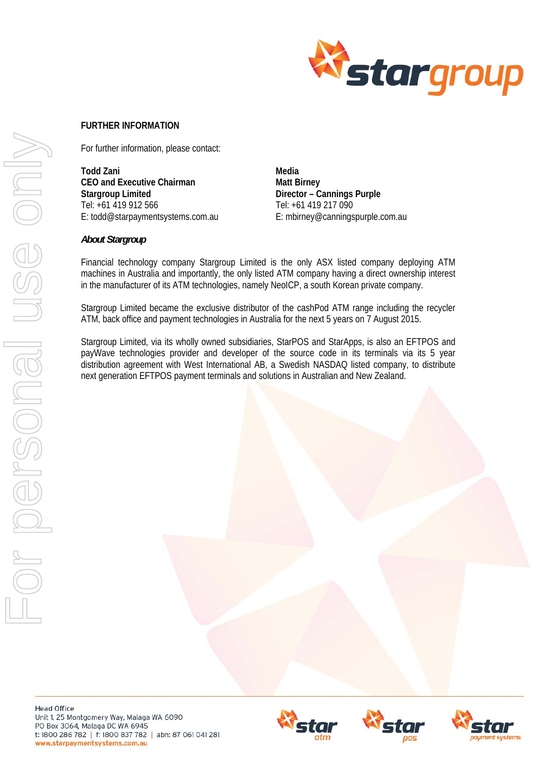## FURTHER INFORMATION

For further information, please contact:

**Todd Zani**
**CEO and Executive Chairman**
**Stargroup Limited**
Tel: +61 419 912 566
E: todd@starpaymentsystems.com.au

**Media**
**Matt Birney**
**Director – Cannings Purple**
Tel: +61 419 217 090
E: mbirney@canningspurple.com.au

### *About Stargroup*

Financial technology company Stargroup Limited is the only ASX listed company deploying ATM machines in Australia and importantly, the only listed ATM company having a direct ownership interest in the manufacturer of its ATM technologies, namely NeoICP, a south Korean private company.

Stargroup Limited became the exclusive distributor of the cashPod ATM range including the recycler ATM, back office and payment technologies in Australia for the next 5 years on 7 August 2015.

Stargroup Limited, via its wholly owned subsidiaries, StarPOS and StarApps, is also an EFTPOS and payWave technologies provider and developer of the source code in its terminals via its 5 year distribution agreement with West International AB, a Swedish NASDAQ listed company, to distribute next generation EFTPOS payment terminals and solutions in Australian and New Zealand.

Head Office
Unit 1, 25 Montgomery Way, Malaga WA 6090
PO Box 3064, Malaga DC WA 6945
t: 1800 286 782 | f: 1800 837 782 | abn: 87 061 041 281
www.starpaymentsystems.com.au